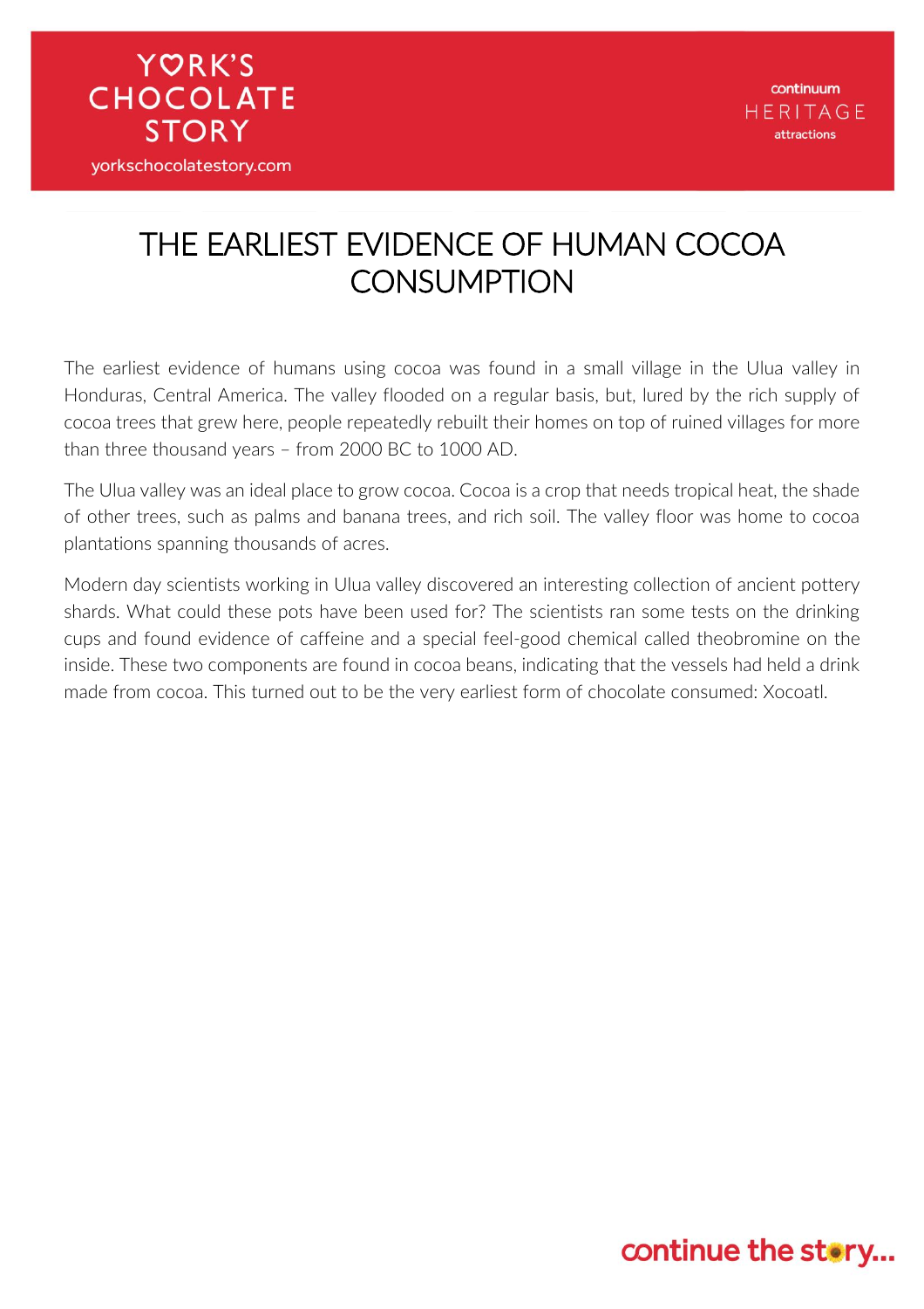# THE EARLIEST EVIDENCE OF HUMAN COCOA CONSUMPTION

The earliest evidence of humans using cocoa was found in a small village in the Ulua valley in Honduras, Central America. The valley flooded on a regular basis, but, lured by the rich supply of cocoa trees that grew here, people repeatedly rebuilt their homes on top of ruined villages for more than three thousand years – from 2000 BC to 1000 AD.

The Ulua valley was an ideal place to grow cocoa. Cocoa is a crop that needs tropical heat, the shade of other trees, such as palms and banana trees, and rich soil. The valley floor was home to cocoa plantations spanning thousands of acres.

Modern day scientists working in Ulua valley discovered an interesting collection of ancient pottery shards. What could these pots have been used for? The scientists ran some tests on the drinking cups and found evidence of caffeine and a special feel-good chemical called theobromine on the inside. These two components are found in cocoa beans, indicating that the vessels had held a drink made from cocoa. This turned out to be the very earliest form of chocolate consumed: Xocoatl.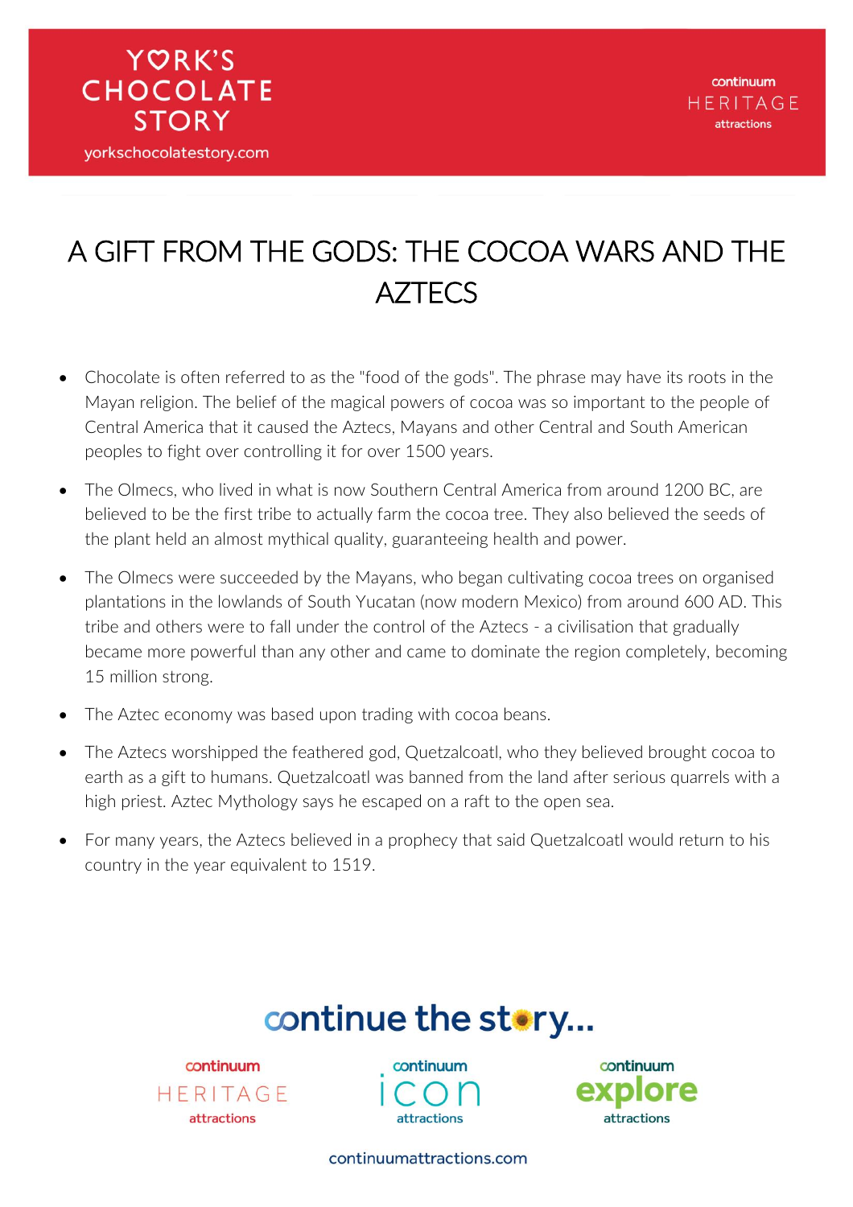# A GIFT FROM THE GODS: THE COCOA WARS AND THE AZTECS

- Chocolate is often referred to as the "food of the gods". The phrase may have its roots in the Mayan religion. The belief of the magical powers of cocoa was so important to the people of Central America that it caused the Aztecs, Mayans and other Central and South American peoples to fight over controlling it for over 1500 years.
- The Olmecs, who lived in what is now Southern Central America from around 1200 BC, are believed to be the first tribe to actually farm the cocoa tree. They also believed the seeds of the plant held an almost mythical quality, guaranteeing health and power.
- The Olmecs were succeeded by the Mayans, who began cultivating cocoa trees on organised plantations in the lowlands of South Yucatan (now modern Mexico) from around 600 AD. This tribe and others were to fall under the control of the Aztecs - a civilisation that gradually became more powerful than any other and came to dominate the region completely, becoming 15 million strong.
- The Aztec economy was based upon trading with cocoa beans.
- The Aztecs worshipped the feathered god, Quetzalcoatl, who they believed brought cocoa to earth as a gift to humans. Quetzalcoatl was banned from the land after serious quarrels with a high priest. Aztec Mythology says he escaped on a raft to the open sea.
- For many years, the Aztecs believed in a prophecy that said Quetzalcoatl would return to his country in the year equivalent to 1519.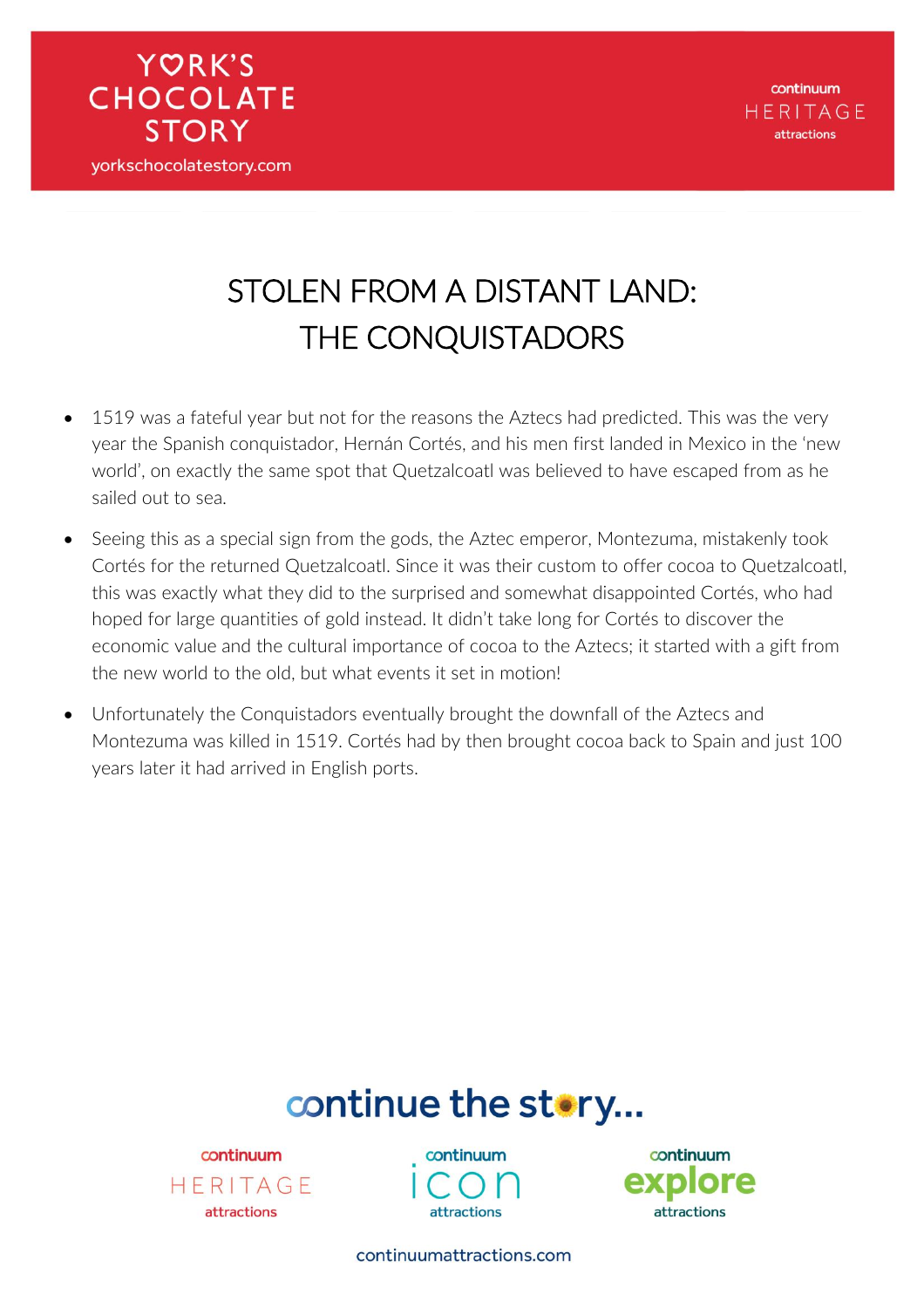# STOLEN FROM A DISTANT LAND: THE CONQUISTADORS

- 1519 was a fateful year but not for the reasons the Aztecs had predicted. This was the very year the Spanish conquistador, Hernán Cortés, and his men first landed in Mexico in the 'new world', on exactly the same spot that Quetzalcoatl was believed to have escaped from as he sailed out to sea.
- Seeing this as a special sign from the gods, the Aztec emperor, Montezuma, mistakenly took Cortés for the returned Quetzalcoatl. Since it was their custom to offer cocoa to Quetzalcoatl, this was exactly what they did to the surprised and somewhat disappointed Cortés, who had hoped for large quantities of gold instead. It didn't take long for Cortés to discover the economic value and the cultural importance of cocoa to the Aztecs; it started with a gift from the new world to the old, but what events it set in motion!
- Unfortunately the Conquistadors eventually brought the downfall of the Aztecs and Montezuma was killed in 1519. Cortés had by then brought cocoa back to Spain and just 100 years later it had arrived in English ports.